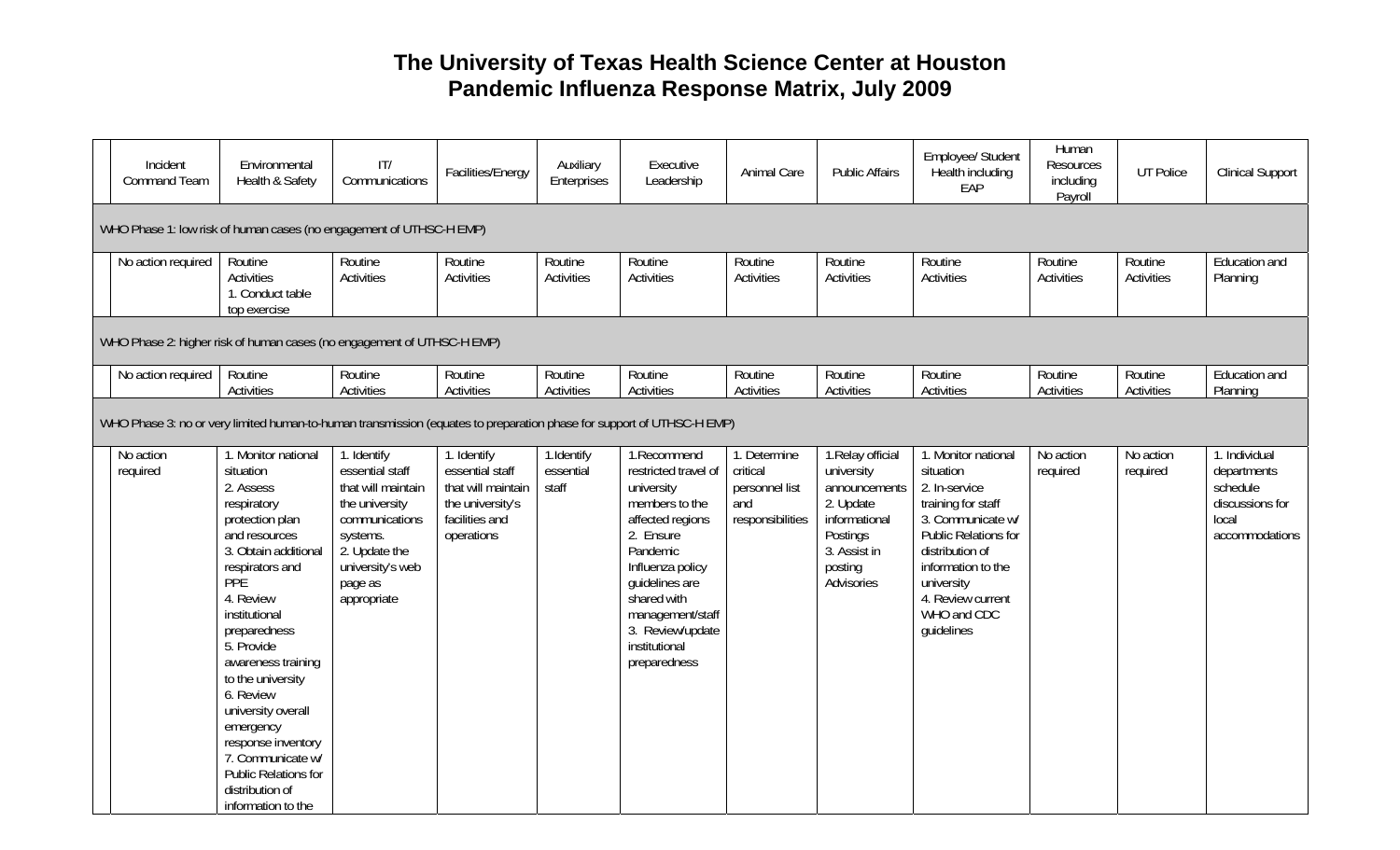# The University of Texas Health Science Center at Houston
## Pandemic Influenza Response Matrix, July 2009

| | Incident Command Team | Environmental Health & Safety | IT/ Communications | Facilities/Energy | Auxiliary Enterprises | Executive Leadership | Animal Care | Public Affairs | Employee/ Student Health including EAP | Human Resources including Payroll | UT Police | Clinical Support |
|---|---|---|---|---|---|---|---|---|---|---|---|---|
| WHO Phase 1: low risk of human cases (no engagement of UTHSC-H EMP) | | | | | | | | | | | | |
| | No action required | Routine Activities 1. Conduct table top exercise | Routine Activities | Routine Activities | Routine Activities | Routine Activities | Routine Activities | Routine Activities | Routine Activities | Routine Activities | Routine Activities | Education and Planning |
| WHO Phase 2: higher risk of human cases (no engagement of UTHSC-H EMP) | | | | | | | | | | | | |
| | No action required | Routine Activities | Routine Activities | Routine Activities | Routine Activities | Routine Activities | Routine Activities | Routine Activities | Routine Activities | Routine Activities | Routine Activities | Education and Planning |
| WHO Phase 3: no or very limited human-to-human transmission (equates to preparation phase for support of UTHSC-H EMP) | | | | | | | | | | | | |
| | No action required | 1. Monitor national situation 2. Assess respiratory protection plan and resources 3. Obtain additional respirators and PPE 4. Review institutional preparedness 5. Provide awareness training to the university 6. Review university overall emergency response inventory 7. Communicate w/ Public Relations for distribution of information to the | 1. Identify essential staff that will maintain the university communications systems. 2. Update the university's web page as appropriate | 1. Identify essential staff that will maintain the university's facilities and operations | 1.Identify essential staff | 1.Recommend restricted travel of university members to the affected regions 2. Ensure Pandemic Influenza policy guidelines are shared with management/staff 3. Review/update institutional preparedness | 1. Determine critical personnel list and responsibilities | 1.Relay official university announcements 2. Update informational Postings 3. Assist in posting Advisories | 1. Monitor national situation 2. In-service training for staff 3. Communicate w/ Public Relations for distribution of information to the university 4. Review current WHO and CDC guidelines | No action required | No action required | 1. Individual departments schedule discussions for local accommodations |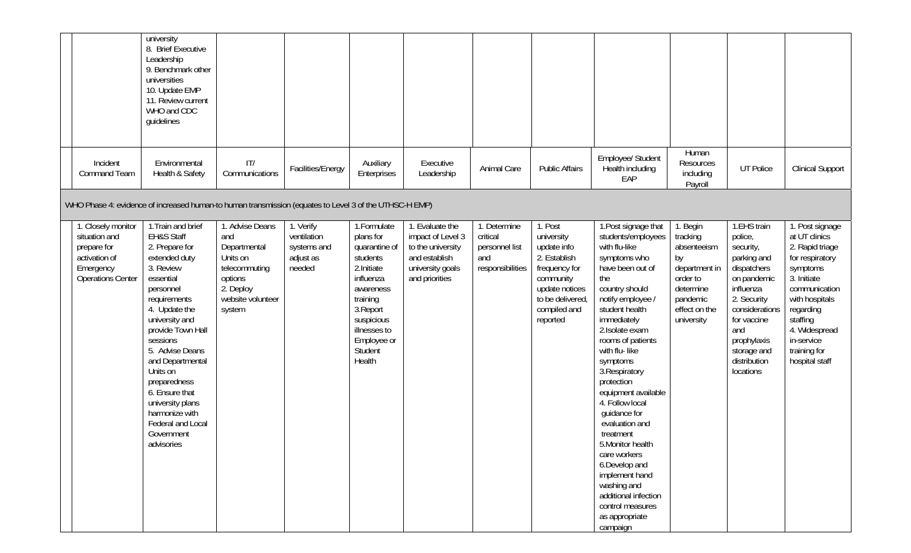| | | | | | | | | | | | |
|---|---|---|---|---|---|---|---|---|---|---|---|
| | university<br>8. Brief Executive Leadership<br>9. Benchmark other universities<br>10. Update EMP<br>11. Review current WHO and CDC guidelines | | | | | | | | | | |
| Incident Command Team | Environmental Health & Safety | IT/ Communications | Facilities/Energy | Auxiliary Enterprises | Executive Leadership | Animal Care | Public Affairs | Employee/ Student Health including EAP | Human Resources including Payroll | UT Police | Clinical Support |
| WHO Phase 4: evidence of increased human-to human transmission (equates to Level 3 of the UTHSC-H EMP) | | | | | | | | | | | |
| 1. Closely monitor situation and prepare for activation of Emergency Operations Center | 1.Train and brief EH&S Staff<br>2. Prepare for extended duty<br>3. Review essential personnel requirements<br>4. Update the university and provide Town Hall sessions<br>5. Advise Deans and Departmental Units on preparedness<br>6. Ensure that university plans harmonize with Federal and Local Government advisories | 1. Advise Deans and Departmental Units on telecommuting options<br>2. Deploy website volunteer system | 1. Verify ventilation systems and adjust as needed | 1.Formulate plans for quarantine of students<br>2.Initiate influenza awareness training<br>3.Report suspicious illnesses to Employee or Student Health | 1. Evaluate the impact of Level 3 to the university and establish university goals and priorities | 1. Determine critical personnel list and responsibilities | 1. Post university update info<br>2. Establish frequency for community update notices to be delivered, compiled and reported | 1.Post signage that students/employees with flu-like symptoms who have been out of the country should notify employee / student health immediately<br>2.Isolate exam rooms of patients with flu- like symptoms<br>3.Respiratory protection equipment available<br>4. Follow local guidance for evaluation and treatment<br>5.Monitor health care workers<br>6.Develop and implement hand washing and additional infection control measures as appropriate campaign | 1. Begin tracking absenteeism by department in order to determine pandemic effect on the university | 1.EHS train police, security, parking and dispatchers on pandemic influenza<br>2. Security considerations for vaccine and prophylaxis storage and distribution locations | 1. Post signage at UT clinics<br>2. Rapid triage for respiratory symptoms<br>3. Initiate communication with hospitals regarding staffing<br>4. Widespread in-service training for hospital staff |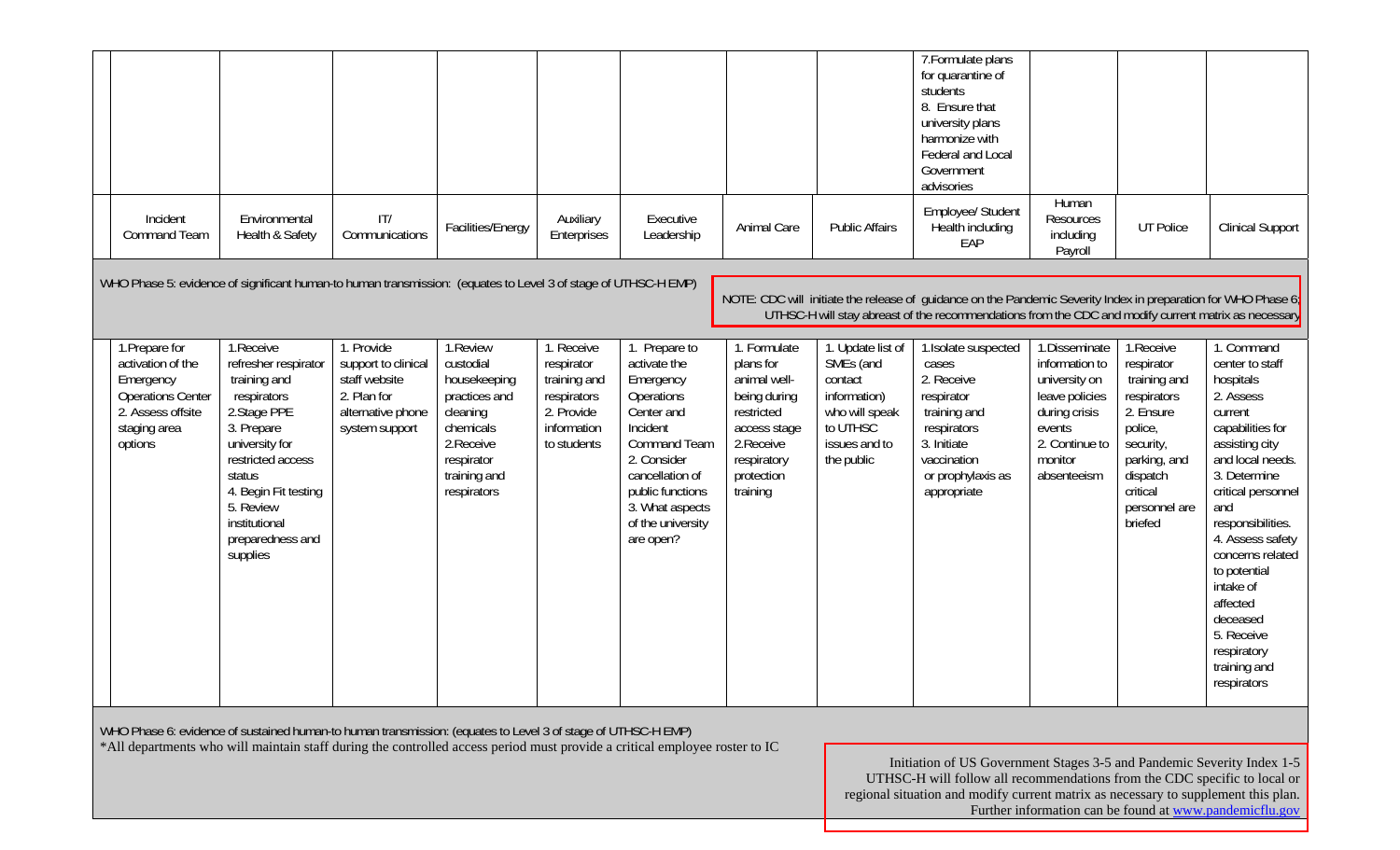| Incident Command Team | Environmental Health & Safety | IT/ Communications | Facilities/Energy | Auxiliary Enterprises | Executive Leadership | Animal Care | Public Affairs | Employee/ Student Health including EAP | Human Resources including Payroll | UT Police | Clinical Support |
|---|---|---|---|---|---|---|---|---|---|---|---|
| | | | | | | | | 7.Formulate plans for quarantine of students<br>8. Ensure that university plans harmonize with Federal and Local Government advisories | | | |

WHO Phase 5: evidence of significant human-to human transmission: (equates to Level 3 of stage of UTHSC-H EMP)

NOTE: CDC will initiate the release of guidance on the Pandemic Severity Index in preparation for WHO Phase 6; UTHSC-H will stay abreast of the recommendations from the CDC and modify current matrix as necessary

| Incident Command Team | Environmental Health & Safety | IT/ Communications | Facilities/Energy | Auxiliary Enterprises | Executive Leadership | Animal Care | Public Affairs | Employee/ Student Health including EAP | Human Resources including Payroll | UT Police | Clinical Support |
|---|---|---|---|---|---|---|---|---|---|---|---|
| 1.Prepare for activation of the Emergency Operations Center<br>2. Assess offsite staging area options | 1.Receive refresher respirator training and respirators<br>2.Stage PPE<br>3. Prepare university for restricted access status<br>4. Begin Fit testing<br>5. Review institutional preparedness and supplies | 1. Provide support to clinical staff website<br>2. Plan for alternative phone system support | 1.Review custodial housekeeping practices and cleaning chemicals<br>2.Receive respirator training and respirators | 1. Receive respirator training and respirators<br>2. Provide information to students | 1. Prepare to activate the Emergency Operations Center and Incident Command Team<br>2. Consider cancellation of public functions<br>3. What aspects of the university are open? | 1. Formulate plans for animal well-being during restricted access stage<br>2.Receive respiratory protection training | 1. Update list of SMEs (and contact information) who will speak to UTHSC issues and to the public | 1.Isolate suspected cases<br>2. Receive respirator training and respirators<br>3. Initiate vaccination or prophylaxis as appropriate | 1.Disseminate information to university on leave policies during crisis events<br>2. Continue to monitor absenteeism | 1.Receive respirator training and respirators<br>2. Ensure police, security, parking, and dispatch critical personnel are briefed | 1. Command center to staff hospitals<br>2. Assess current capabilities for assisting city and local needs.<br>3. Determine critical personnel and responsibilities.<br>4. Assess safety concerns related to potential intake of affected deceased<br>5. Receive respiratory training and respirators |

WHO Phase 6: evidence of sustained human-to human transmission: (equates to Level 3 of stage of UTHSC-H EMP)

*All departments who will maintain staff during the controlled access period must provide a critical employee roster to IC

Initiation of US Government Stages 3-5 and Pandemic Severity Index 1-5
UTHSC-H will follow all recommendations from the CDC specific to local or regional situation and modify current matrix as necessary to supplement this plan. Further information can be found at www.pandemicflu.gov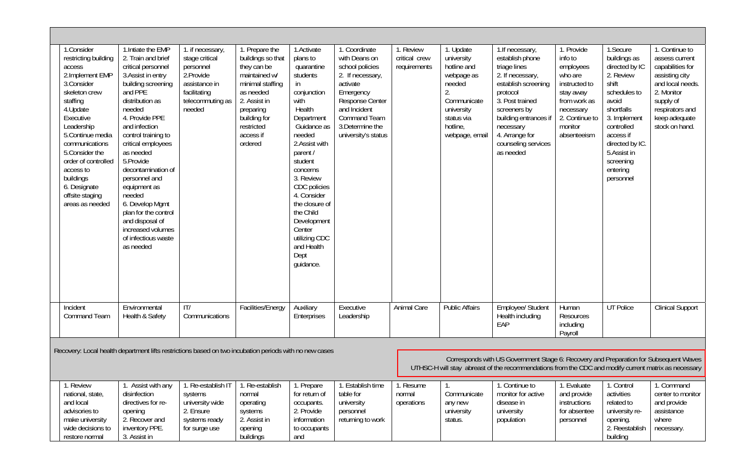| Incident Command Team | Environmental Health & Safety | IT/ Communications | Facilities/Energy | Auxiliary Enterprises | Executive Leadership | Animal Care | Public Affairs | Employee/ Student Health including EAP | Human Resources including Payroll | UT Police | Clinical Support |
|---|---|---|---|---|---|---|---|---|---|---|---|
| 1.Consider restricting building access<br>2.Implement EMP<br>3.Consider skeleton crew staffing<br>4.Update Executive Leadership<br>5.Continue media communications<br>5.Consider the order of controlled access to buildings<br>6. Designate offsite staging areas as needed | 1.Intiate the EMP<br>2. Train and brief critical personnel<br>3.Assist in entry building screening and PPE distribution as needed<br>4. Provide PPE and infection control training to critical employees as needed<br>5.Provide decontamination of personnel and equipment as needed<br>6. Develop Mgmt plan for the control and disposal of increased volumes of infectious waste as needed | 1. if necessary, stage critical personnel<br>2.Provide assistance in facilitating telecommuting as needed | 1. Prepare the buildings so that they can be maintained w/ minimal staffing as needed<br>2. Assist in preparing building for restricted access if ordered | 1.Activate plans to quarantine students in conjunction with Health Department Guidance as needed<br>2.Assist with parent / student concerns<br>3. Review CDC policies<br>4. Consider the closure of the Child Development Center utilizing CDC and Health Dept guidance. | 1. Coordinate with Deans on school policies<br>2. If necessary, activate Emergency Response Center and Incident Command Team<br>3.Determine the university's status | 1. Review critical crew requirements | 1. Update university hotline and webpage as needed<br>2. Communicate university status via hotline, webpage, email | 1.If necessary, establish phone triage lines<br>2. If necessary, establish screening protocol<br>3. Post trained screeners by building entrances if necessary<br>4. Arrange for counseling services as needed | 1. Provide info to employees who are instructed to stay away from work as necessary<br>2. Continue to monitor absenteeism | 1.Secure buildings as directed by IC<br>2. Review shift schedules to avoid shortfalls<br>3. Implement controlled access if directed by IC.<br>5.Assist in screening entering personnel | 1. Continue to assess current capabilities for assisting city and local needs.<br>2. Monitor supply of respirators and keep adequate stock on hand. |

Recovery: Local health department lifts restrictions based on two incubation periods with no new cases

Corresponds with US Government Stage 6: Recovery and Preparation for Subsequent Waves
UTHSC-H will stay abreast of the recommendations from the CDC and modify current matrix as necessary

| Incident Command Team | Environmental Health & Safety | IT/ Communications | Facilities/Energy | Auxiliary Enterprises | Executive Leadership | Animal Care | Public Affairs | Employee/ Student Health including EAP | Human Resources including Payroll | UT Police | Clinical Support |
|---|---|---|---|---|---|---|---|---|---|---|---|
| 1. Review national, state, and local advisories to make university wide decisions to restore normal | 1. Assist with any disinfection directives for re-opening<br>2. Recover and inventory PPE.<br>3. Assist in | 1. Re-establish IT systems university wide<br>2. Ensure systems ready for surge use | 1. Re-establish normal operating systems<br>2. Assist in opening buildings | 1. Prepare for return of occupants.<br>2. Provide information to occupants and | 1. Establish time table for university personnel returning to work | 1. Resume normal operations | 1. Communicate any new university status. | 1. Continue to monitor for active disease in university population | 1. Evaluate and provide instructions for absentee personnel | 1. Control activities related to university re-opening.<br>2. Reestablish building | 1. Command center to monitor and provide assistance where necessary. |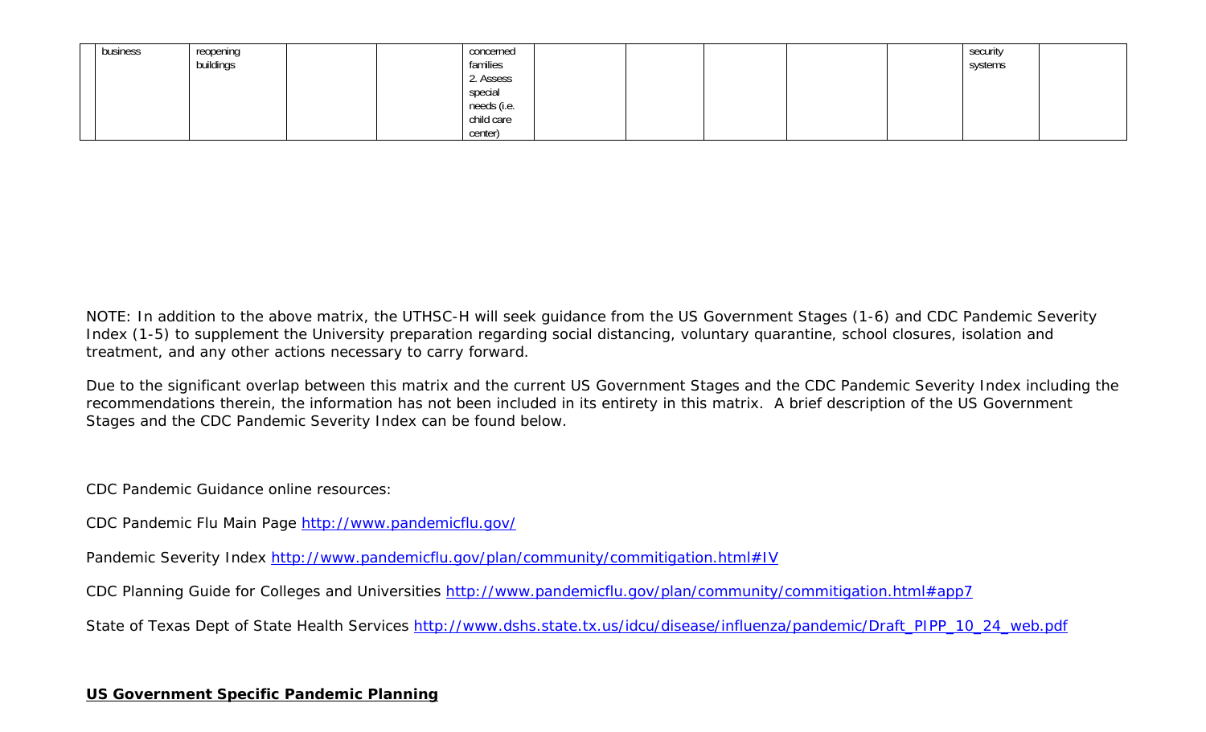| | business | reopening buildings | | | concerned families 2. Assess special needs (i.e. child care center) | | | | | | security systems | |
|---|---|---|---|---|---|---|---|---|---|---|---|---|

NOTE: In addition to the above matrix, the UTHSC-H will seek guidance from the US Government Stages (1-6) and CDC Pandemic Severity Index (1-5) to supplement the University preparation regarding social distancing, voluntary quarantine, school closures, isolation and treatment, and any other actions necessary to carry forward.

Due to the significant overlap between this matrix and the current US Government Stages and the CDC Pandemic Severity Index including the recommendations therein, the information has not been included in its entirety in this matrix. A brief description of the US Government Stages and the CDC Pandemic Severity Index can be found below.

CDC Pandemic Guidance online resources:

CDC Pandemic Flu Main Page http://www.pandemicflu.gov/

Pandemic Severity Index http://www.pandemicflu.gov/plan/community/commitigation.html#IV

CDC Planning Guide for Colleges and Universities http://www.pandemicflu.gov/plan/community/commitigation.html#app7

State of Texas Dept of State Health Services http://www.dshs.state.tx.us/idcu/disease/influenza/pandemic/Draft_PIPP_10_24_web.pdf

**US Government Specific Pandemic Planning**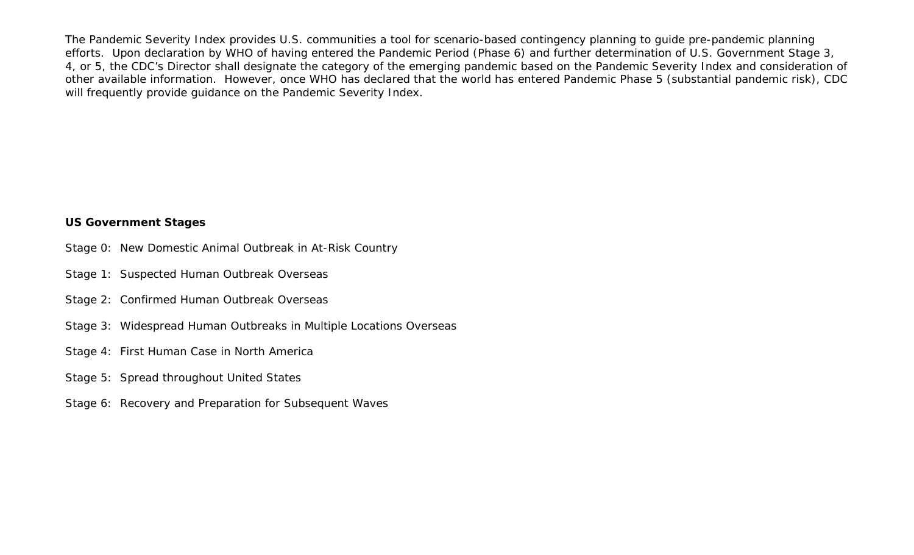The Pandemic Severity Index provides U.S. communities a tool for scenario-based contingency planning to guide pre-pandemic planning efforts. Upon declaration by WHO of having entered the Pandemic Period (Phase 6) and further determination of U.S. Government Stage 3, 4, or 5, the CDC's Director shall designate the category of the emerging pandemic based on the Pandemic Severity Index and consideration of other available information. However, once WHO has declared that the world has entered Pandemic Phase 5 (substantial pandemic risk), CDC will frequently provide guidance on the Pandemic Severity Index.

**US Government Stages**

Stage 0: New Domestic Animal Outbreak in At-Risk Country

Stage 1: Suspected Human Outbreak Overseas

Stage 2: Confirmed Human Outbreak Overseas

Stage 3: Widespread Human Outbreaks in Multiple Locations Overseas

Stage 4: First Human Case in North America

Stage 5: Spread throughout United States

Stage 6: Recovery and Preparation for Subsequent Waves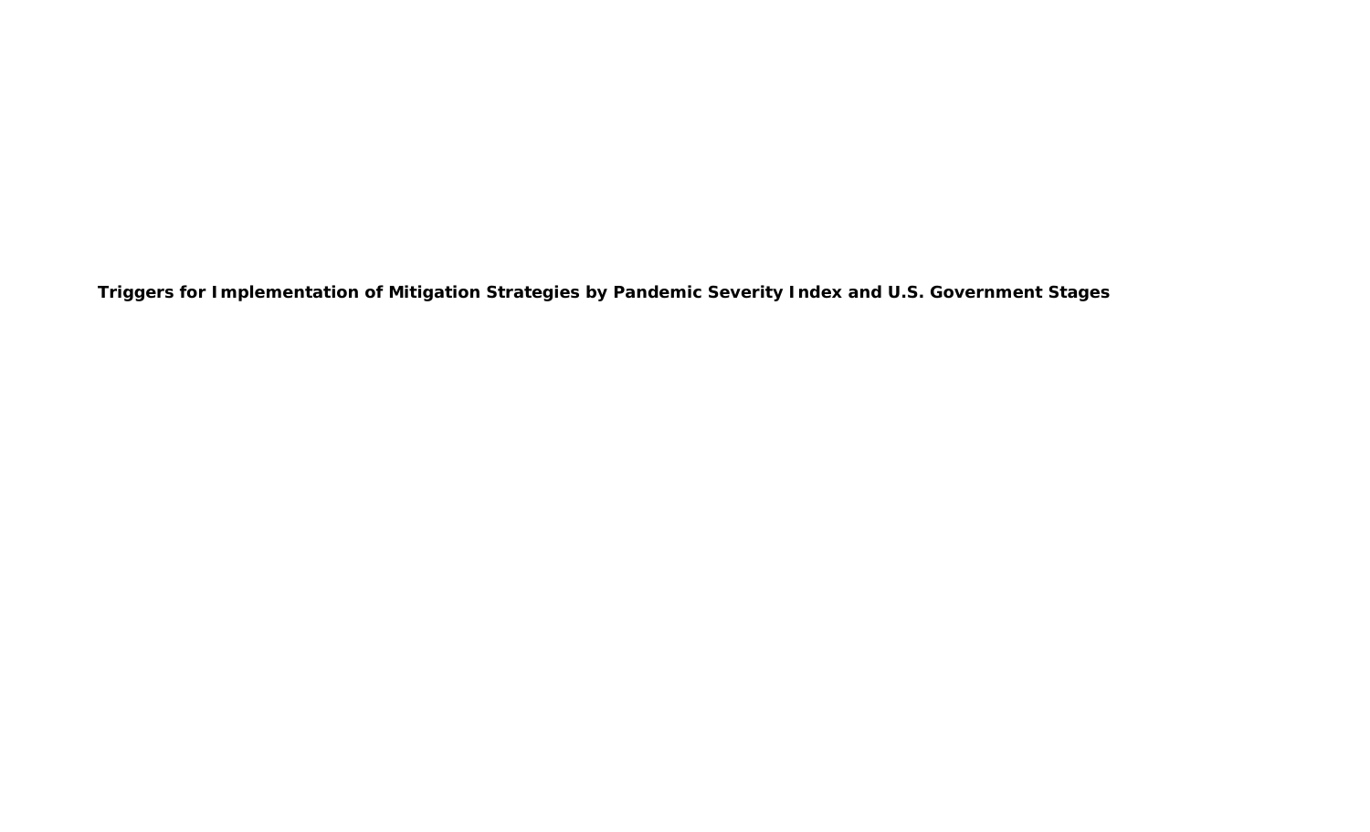**Triggers for Implementation of Mitigation Strategies by Pandemic Severity Index and U.S. Government Stages**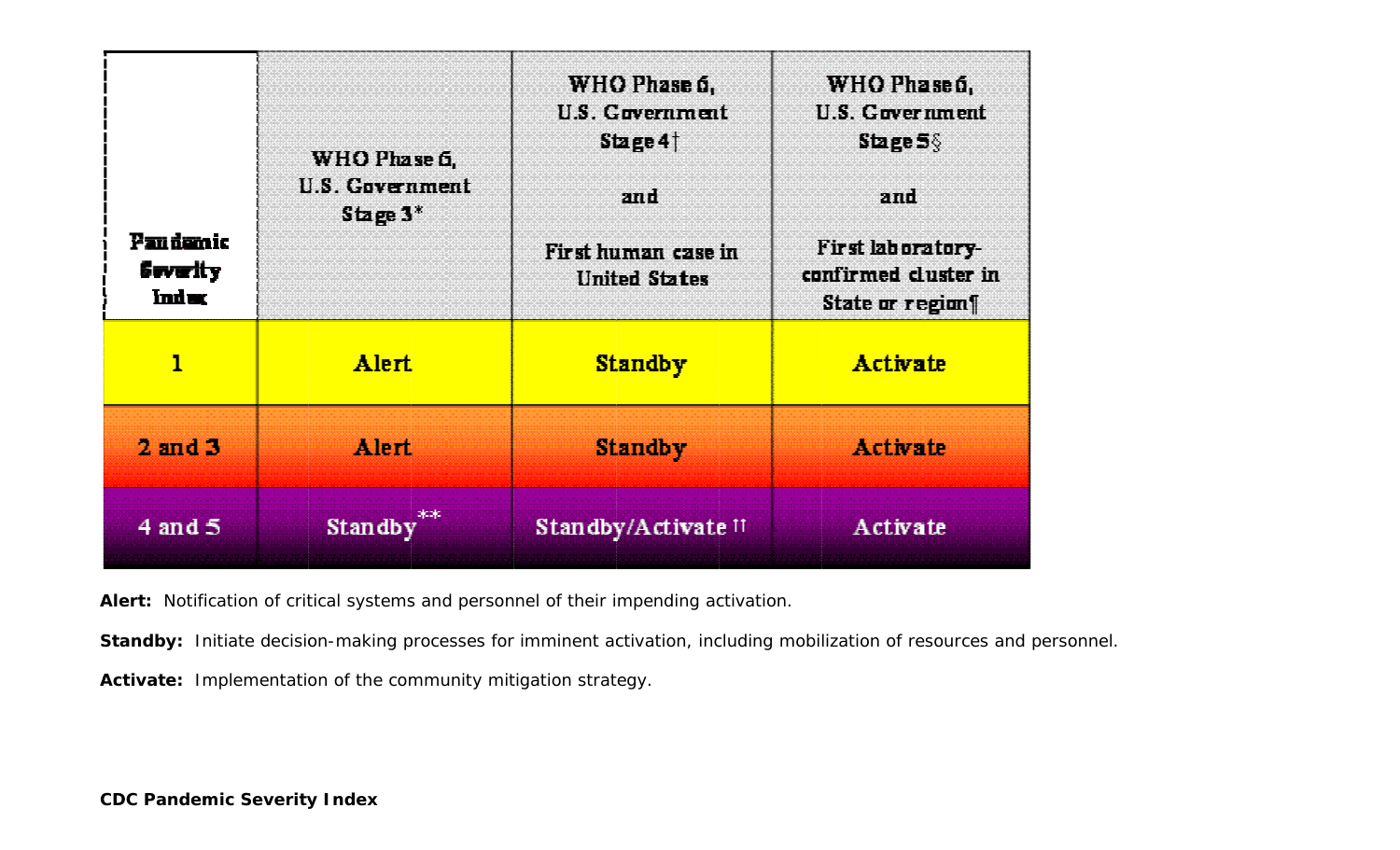| Pandemic Severity Index | WHO Phase 6, U.S. Government Stage 3* | WHO Phase 6, U.S. Government Stage 4† and First human case in United States | WHO Phase 6, U.S. Government Stage 5§ and First laboratory-confirmed cluster in State or region¶ |
|---|---|---|---|
| 1 | Alert | Standby | Activate |
| 2 and 3 | Alert | Standby | Activate |
| 4 and 5 | Standby** | Standby/Activate †† | Activate |

**Alert:** Notification of critical systems and personnel of their impending activation.

**Standby:** Initiate decision-making processes for imminent activation, including mobilization of resources and personnel.

**Activate:** Implementation of the community mitigation strategy.

**CDC Pandemic Severity Index**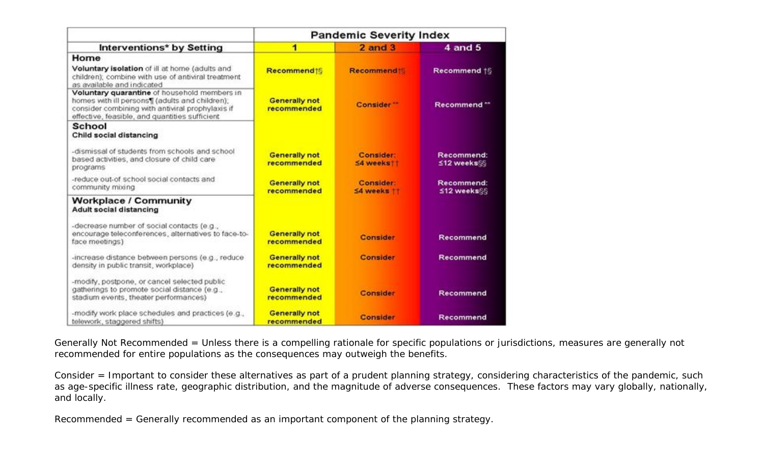| Interventions* by Setting | Pandemic Severity Index 1 | Pandemic Severity Index 2 and 3 | Pandemic Severity Index 4 and 5 |
|---|---|---|---|
| **Home** | | | |
| **Voluntary isolation** of ill at home (adults and children); combine with use of antiviral treatment as available and indicated | Recommend†§ | Recommend†§ | Recommend †§ |
| **Voluntary quarantine** of household members in homes with ill persons¶ (adults and children); consider combining with antiviral prophylaxis if effective, feasible, and quantities sufficient | Generally not recommended | Consider ** | Recommend ** |
| **School** **Child social distancing** | | | |
| -dismissal of students from schools and school based activities, and closure of child care programs | Generally not recommended | Consider: ≤4 weeks†† | Recommend: ≤12 weeks§§ |
| -reduce out-of school social contacts and community mixing | Generally not recommended | Consider: ≤4 weeks †† | Recommend: ≤12 weeks§§ |
| **Workplace / Community** **Adult social distancing** | | | |
| -decrease number of social contacts (e.g., encourage teleconferences, alternatives to face-to-face meetings) | Generally not recommended | Consider | Recommend |
| -increase distance between persons (e.g., reduce density in public transit, workplace) | Generally not recommended | Consider | Recommend |
| -modify, postpone, or cancel selected public gatherings to promote social distance (e.g., stadium events, theater performances) | Generally not recommended | Consider | Recommend |
| -modify work place schedules and practices (e.g., telework, staggered shifts) | Generally not recommended | Consider | Recommend |

Generally Not Recommended = Unless there is a compelling rationale for specific populations or jurisdictions, measures are generally not recommended for entire populations as the consequences may outweigh the benefits.

Consider = Important to consider these alternatives as part of a prudent planning strategy, considering characteristics of the pandemic, such as age-specific illness rate, geographic distribution, and the magnitude of adverse consequences. These factors may vary globally, nationally, and locally.

Recommended = Generally recommended as an important component of the planning strategy.